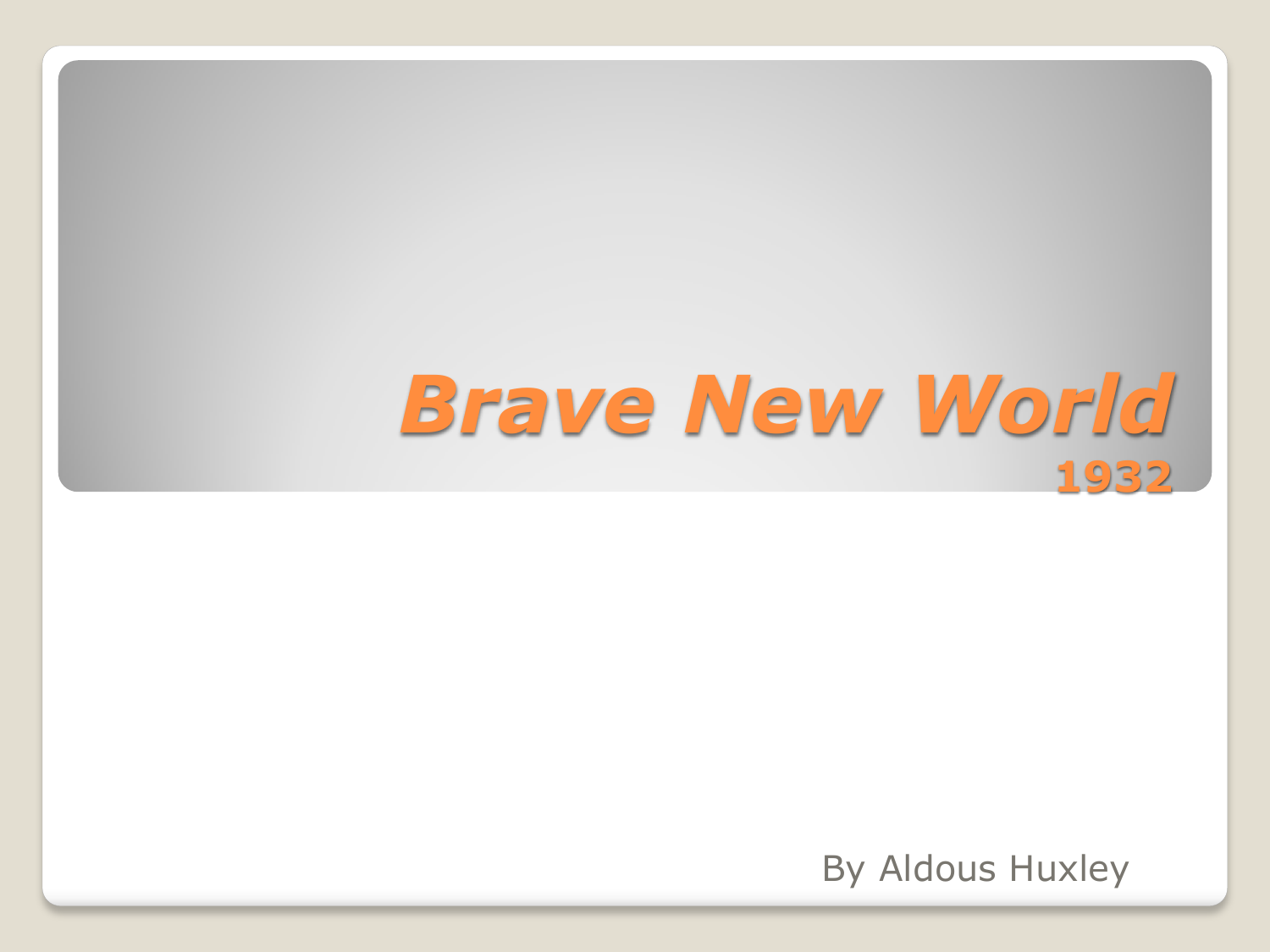# *Brave New World*

## 1932

By Aldous Huxley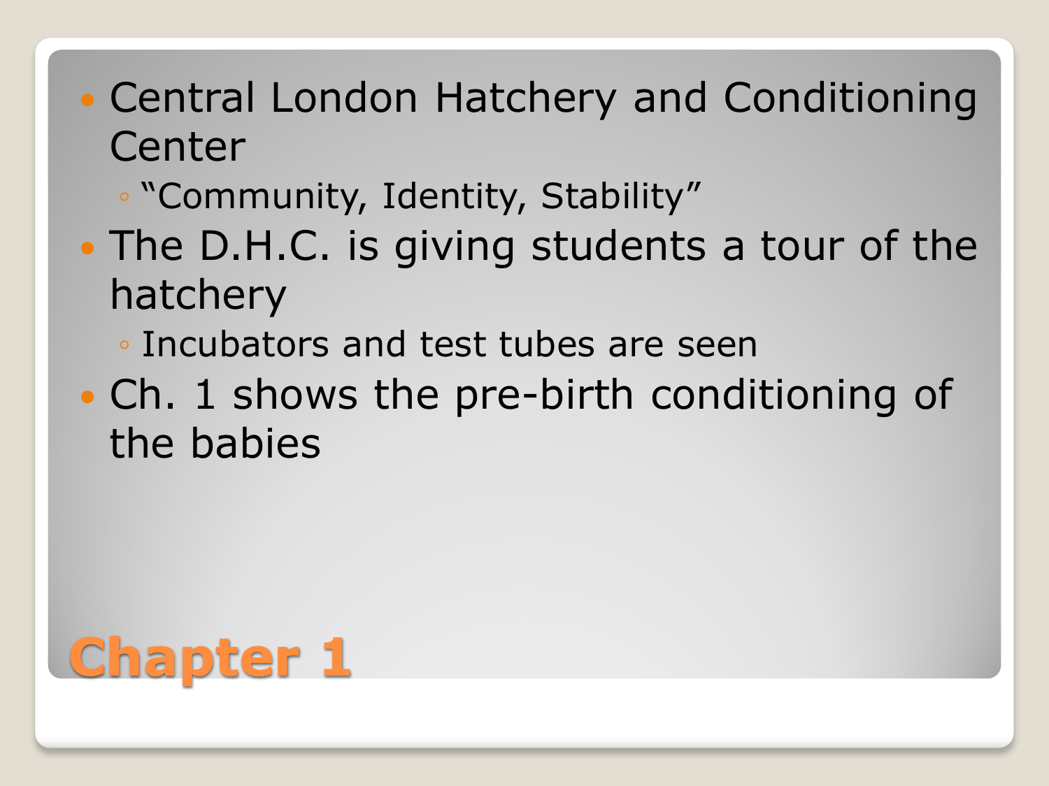# Chapter 1

- Central London Hatchery and Conditioning Center
  - "Community, Identity, Stability"
- The D.H.C. is giving students a tour of the hatchery
  - Incubators and test tubes are seen
- Ch. 1 shows the pre-birth conditioning of the babies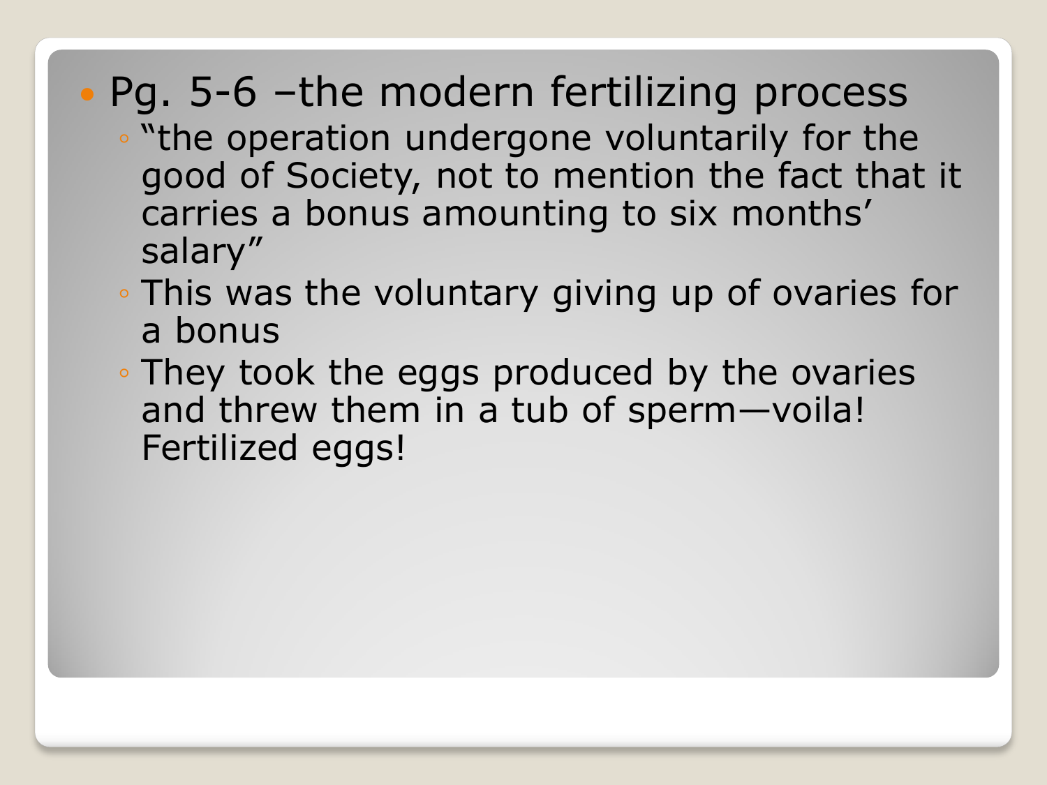- Pg. 5-6 –the modern fertilizing process
  - "the operation undergone voluntarily for the good of Society, not to mention the fact that it carries a bonus amounting to six months' salary"
  - This was the voluntary giving up of ovaries for a bonus
  - They took the eggs produced by the ovaries and threw them in a tub of sperm—voila! Fertilized eggs!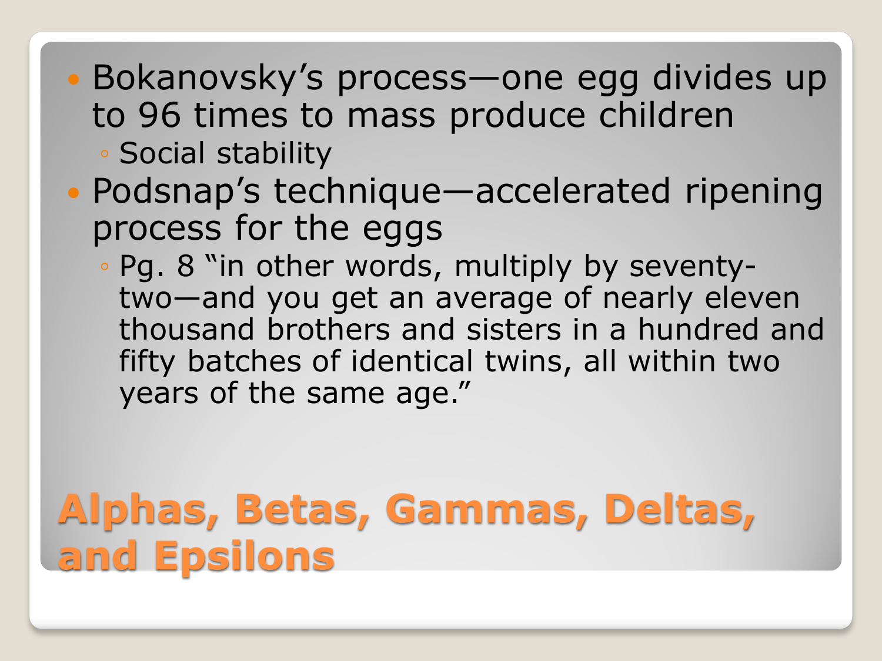## Alphas, Betas, Gammas, Deltas, and Epsilons

- Bokanovsky’s process—one egg divides up to 96 times to mass produce children
  - Social stability
- Podsnap’s technique—accelerated ripening process for the eggs
  - Pg. 8 “in other words, multiply by seventy-two—and you get an average of nearly eleven thousand brothers and sisters in a hundred and fifty batches of identical twins, all within two years of the same age.”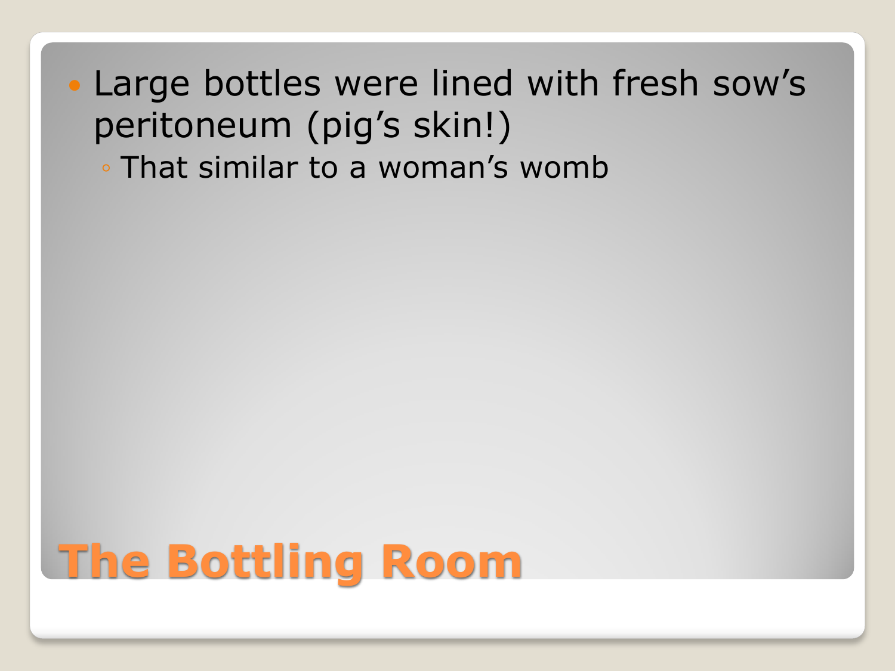## The Bottling Room

- Large bottles were lined with fresh sow's peritoneum (pig's skin!)
  - That similar to a woman's womb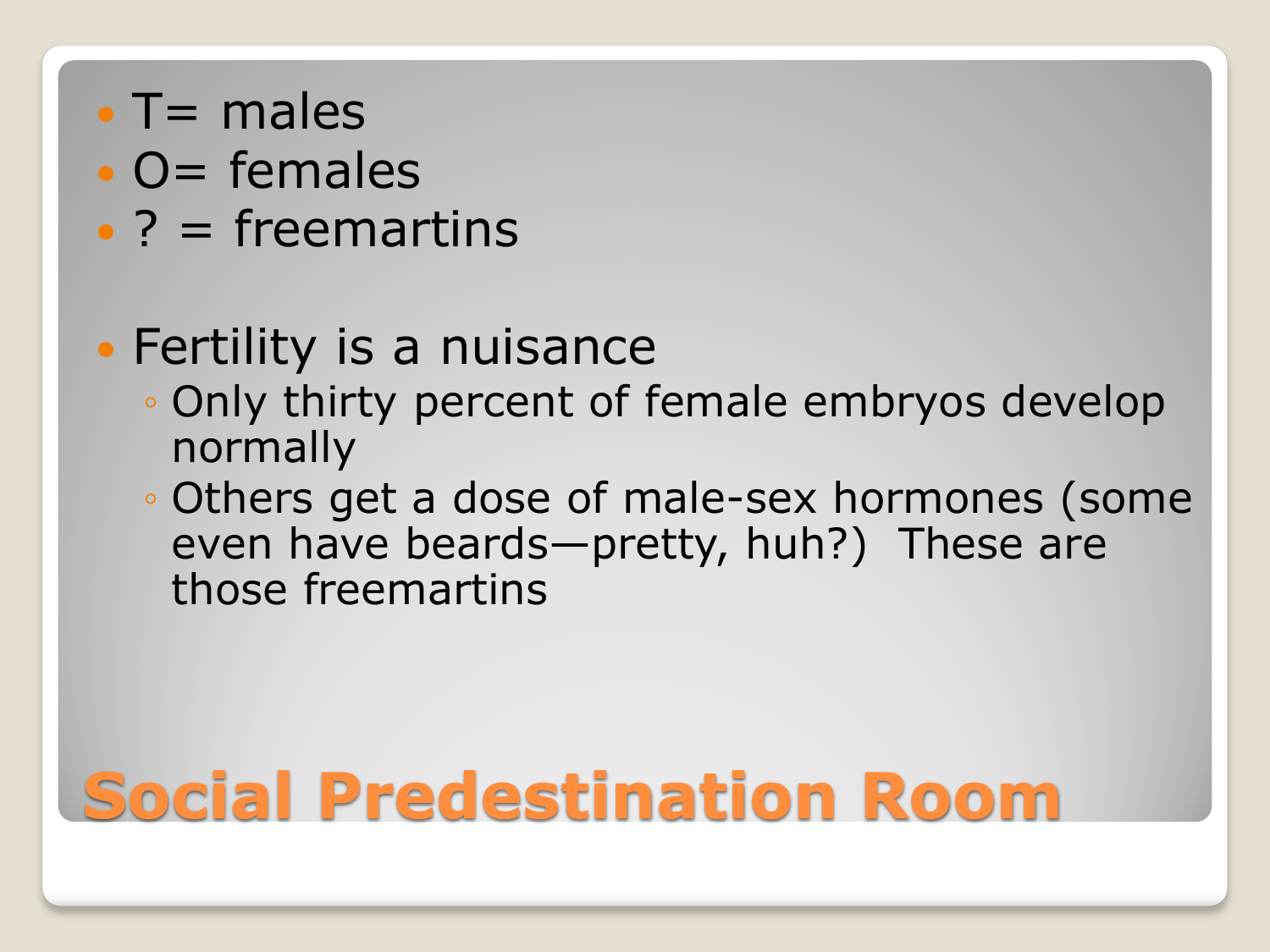# Social Predestination Room

- T= males
- O= females
- ? = freemartins

- Fertility is a nuisance
  - Only thirty percent of female embryos develop normally
  - Others get a dose of male-sex hormones (some even have beards—pretty, huh?) These are those freemartins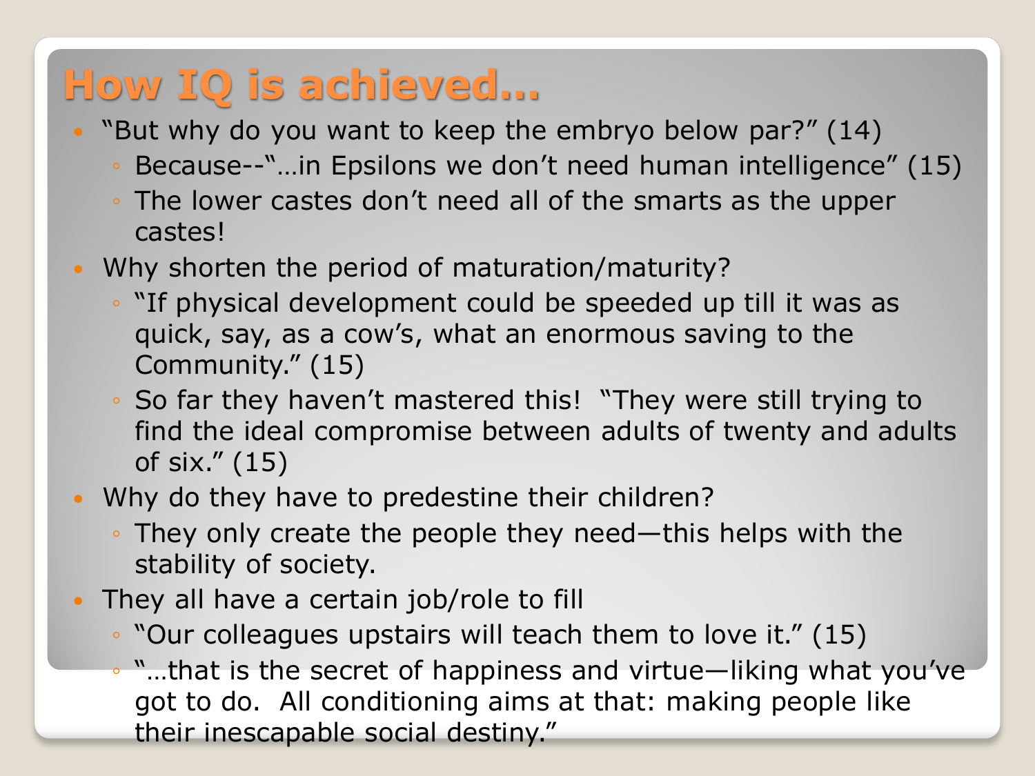# How IQ is achieved…

- "But why do you want to keep the embryo below par?" (14)
  - Because--"…in Epsilons we don't need human intelligence" (15)
  - The lower castes don't need all of the smarts as the upper castes!
- Why shorten the period of maturation/maturity?
  - "If physical development could be speeded up till it was as quick, say, as a cow's, what an enormous saving to the Community." (15)
  - So far they haven't mastered this! "They were still trying to find the ideal compromise between adults of twenty and adults of six." (15)
- Why do they have to predestine their children?
  - They only create the people they need—this helps with the stability of society.
- They all have a certain job/role to fill
  - "Our colleagues upstairs will teach them to love it." (15)
  - "…that is the secret of happiness and virtue—liking what you've got to do. All conditioning aims at that: making people like their inescapable social destiny."